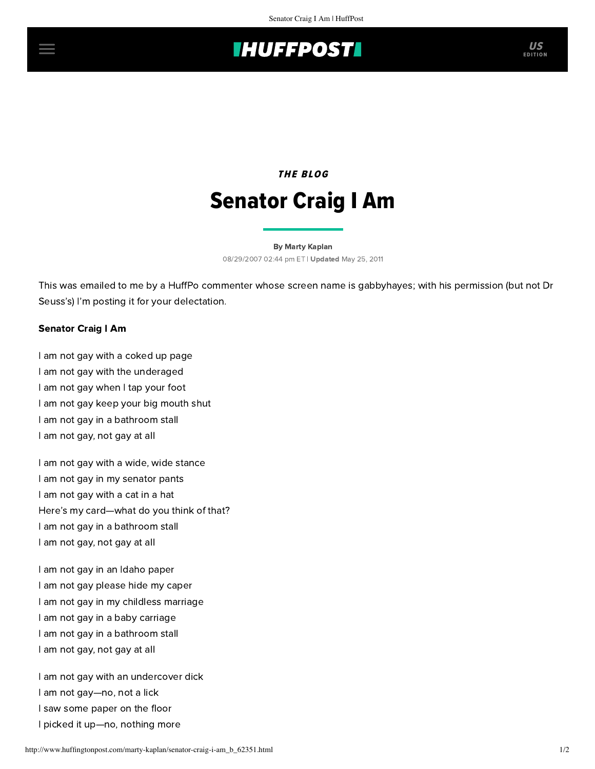*THE BLOG*

# Senator Craig I Am

By Marty Kaplan

08/29/2007 02:44 pm ET | **Updated** May 25, 2011

This was emailed to me by a HuffPo commenter whose screen name is gabbyhayes; with his permission (but not Dr Seuss's) I'm posting it for your delectation.

**Senator Craig I Am**

I am not gay with a coked up page
I am not gay with the underaged
I am not gay when I tap your foot
I am not gay keep your big mouth shut
I am not gay in a bathroom stall
I am not gay, not gay at all

I am not gay with a wide, wide stance
I am not gay in my senator pants
I am not gay with a cat in a hat
Here's my card—what do you think of that?
I am not gay in a bathroom stall
I am not gay, not gay at all

I am not gay in an Idaho paper
I am not gay please hide my caper
I am not gay in my childless marriage
I am not gay in a baby carriage
I am not gay in a bathroom stall
I am not gay, not gay at all

I am not gay with an undercover dick
I am not gay—no, not a lick
I saw some paper on the floor
I picked it up—no, nothing more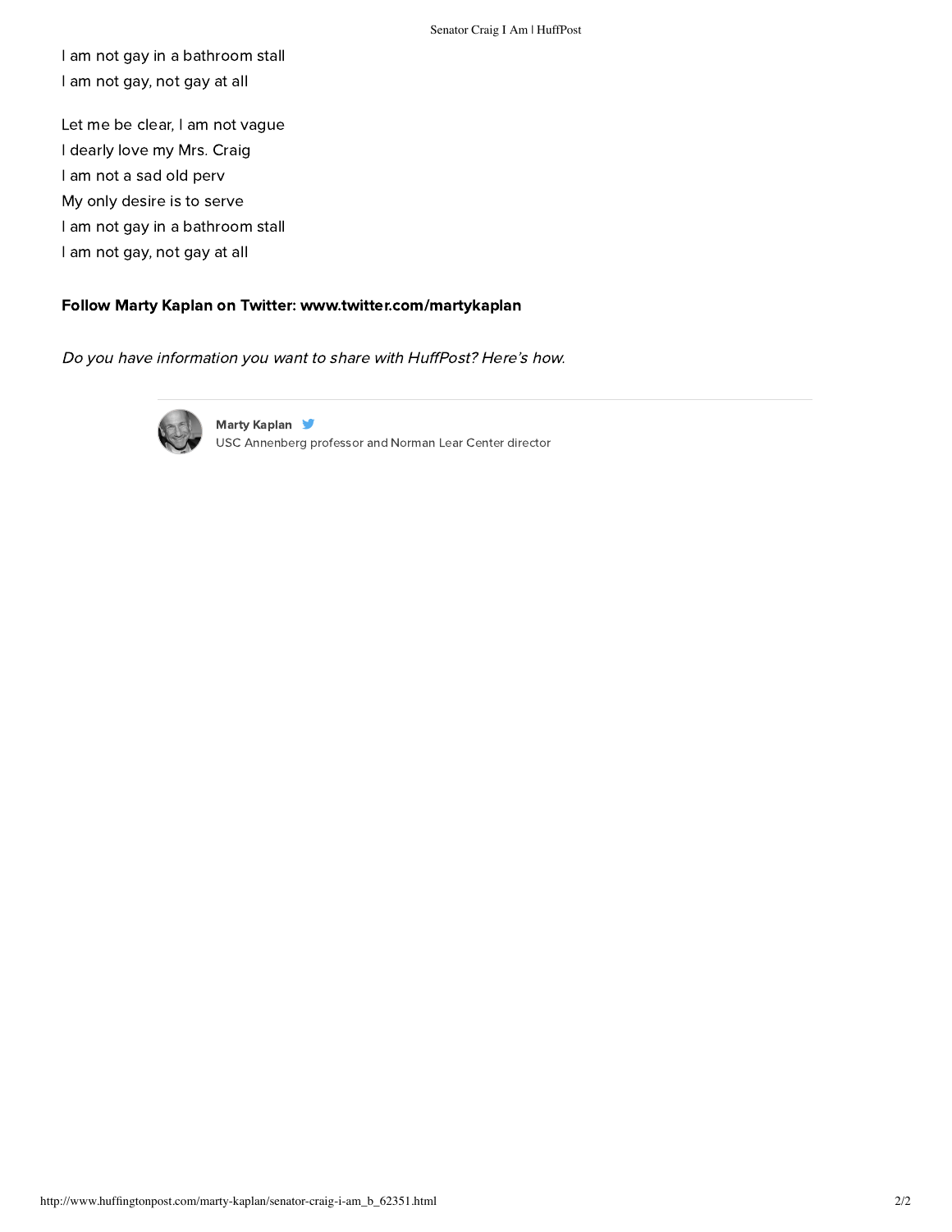I am not gay in a bathroom stall
I am not gay, not gay at all

Let me be clear, I am not vague
I dearly love my Mrs. Craig
I am not a sad old perv
My only desire is to serve
I am not gay in a bathroom stall
I am not gay, not gay at all

**Follow Marty Kaplan on Twitter: www.twitter.com/martykaplan**

*Do you have information you want to share with HuffPost? Here's how.*

**Marty Kaplan**
USC Annenberg professor and Norman Lear Center director